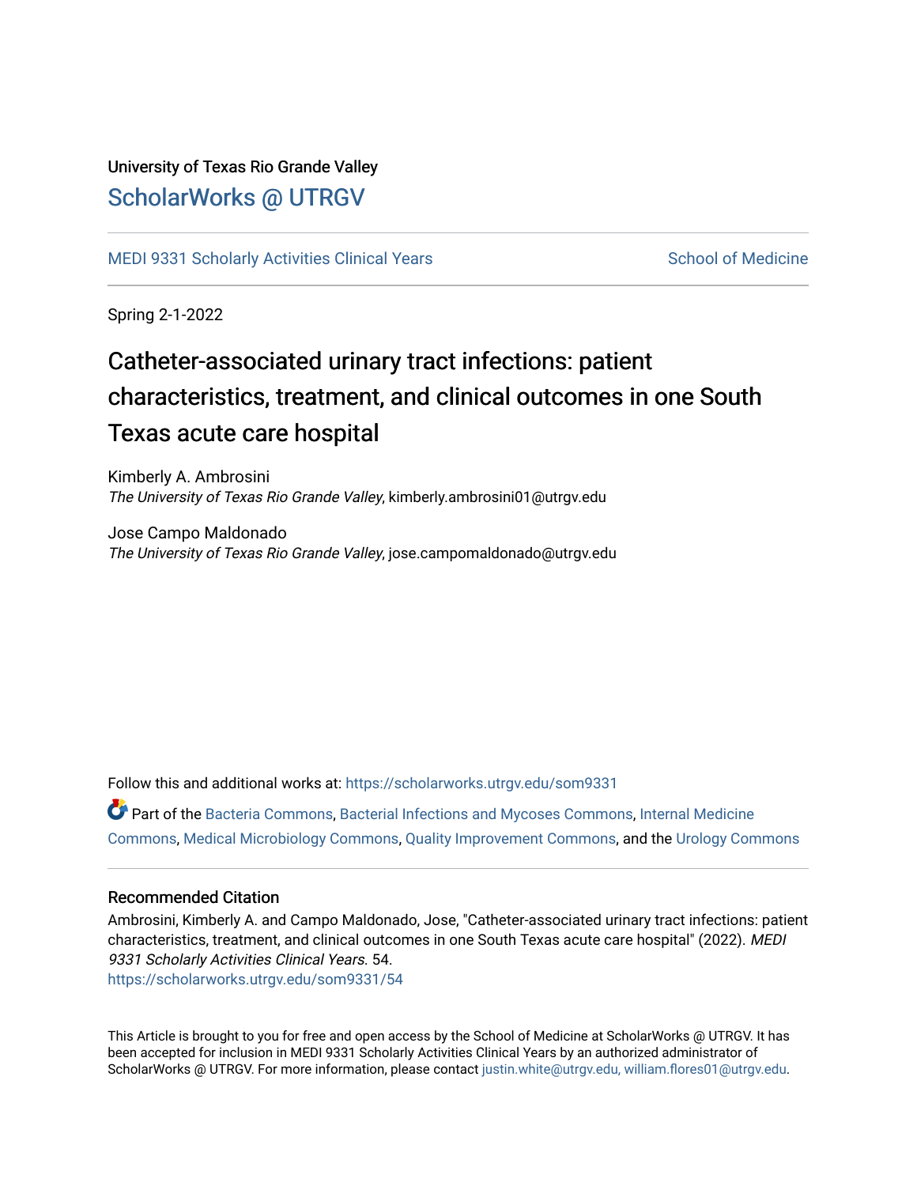University of Texas Rio Grande Valley

# ScholarWorks @ UTRGV

MEDI 9331 Scholarly Activities Clinical Years

School of Medicine

Spring 2-1-2022

## Catheter-associated urinary tract infections: patient characteristics, treatment, and clinical outcomes in one South Texas acute care hospital

Kimberly A. Ambrosini
*The University of Texas Rio Grande Valley*, kimberly.ambrosini01@utrgv.edu

Jose Campo Maldonado
*The University of Texas Rio Grande Valley*, jose.campomaldonado@utrgv.edu

Follow this and additional works at: https://scholarworks.utrgv.edu/som9331

Part of the Bacteria Commons, Bacterial Infections and Mycoses Commons, Internal Medicine Commons, Medical Microbiology Commons, Quality Improvement Commons, and the Urology Commons

### Recommended Citation

Ambrosini, Kimberly A. and Campo Maldonado, Jose, "Catheter-associated urinary tract infections: patient characteristics, treatment, and clinical outcomes in one South Texas acute care hospital" (2022). *MEDI 9331 Scholarly Activities Clinical Years*. 54.
https://scholarworks.utrgv.edu/som9331/54

This Article is brought to you for free and open access by the School of Medicine at ScholarWorks @ UTRGV. It has been accepted for inclusion in MEDI 9331 Scholarly Activities Clinical Years by an authorized administrator of ScholarWorks @ UTRGV. For more information, please contact justin.white@utrgv.edu, william.flores01@utrgv.edu.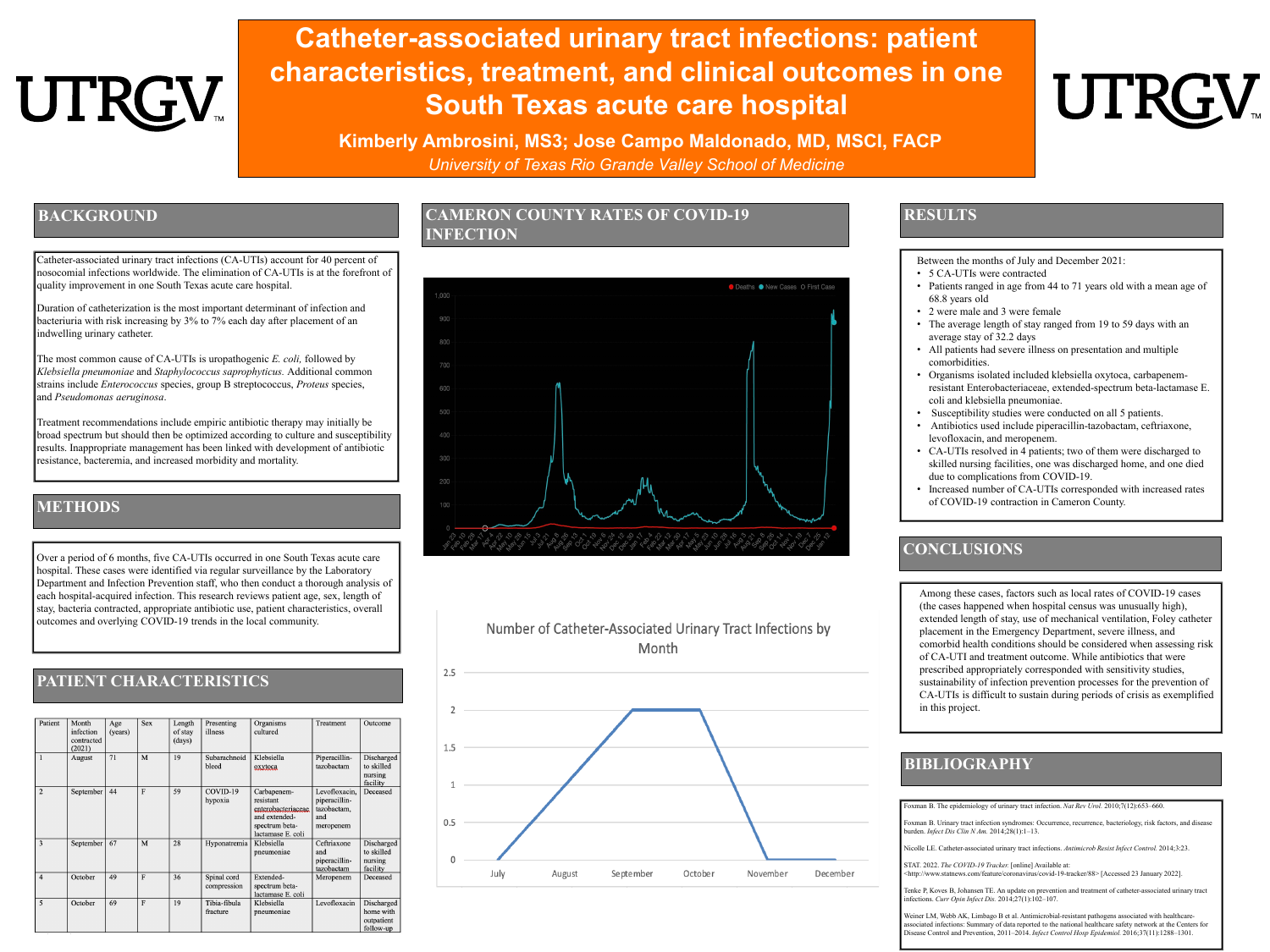# Catheter-associated urinary tract infections: patient characteristics, treatment, and clinical outcomes in one South Texas acute care hospital

**Kimberly Ambrosini, MS3; Jose Campo Maldonado, MD, MSCI, FACP**

*University of Texas Rio Grande Valley School of Medicine*

## BACKGROUND

Catheter-associated urinary tract infections (CA-UTIs) account for 40 percent of nosocomial infections worldwide. The elimination of CA-UTIs is at the forefront of quality improvement in one South Texas acute care hospital.

Duration of catheterization is the most important determinant of infection and bacteriuria with risk increasing by 3% to 7% each day after placement of an indwelling urinary catheter.

The most common cause of CA-UTIs is uropathogenic *E. coli,* followed by *Klebsiella pneumoniae* and *Staphylococcus saprophyticus.* Additional common strains include *Enterococcus* species, group B streptococcus, *Proteus* species, and *Pseudomonas aeruginosa*.

Treatment recommendations include empiric antibiotic therapy may initially be broad spectrum but should then be optimized according to culture and susceptibility results. Inappropriate management has been linked with development of antibiotic resistance, bacteremia, and increased morbidity and mortality.

## METHODS

Over a period of 6 months, five CA-UTIs occurred in one South Texas acute care hospital. These cases were identified via regular surveillance by the Laboratory Department and Infection Prevention staff, who then conduct a thorough analysis of each hospital-acquired infection. This research reviews patient age, sex, length of stay, bacteria contracted, appropriate antibiotic use, patient characteristics, overall outcomes and overlying COVID-19 trends in the local community.

## PATIENT CHARACTERISTICS

| Patient | Month infection contracted (2021) | Age (years) | Sex | Length of stay (days) | Presenting illness | Organisms cultured | Treatment | Outcome |
|---|---|---|---|---|---|---|---|---|
| 1 | August | 71 | M | 19 | Subarachnoid bleed | Klebsiella oxytoca | Piperacillin-tazobactam | Discharged to skilled nursing facility |
| 2 | September | 44 | F | 59 | COVID-19 hypoxia | Carbapenem-resistant enterobacteriaceae and extended-spectrum beta-lactamase E. coli | Levofloxacin, piperacillin-tazobactam, and meropenem | Deceased |
| 3 | September | 67 | M | 28 | Hyponatremia | Klebsiella pneumoniae | Ceftriaxone and piperacillin-tazobactam | Discharged to skilled nursing facility |
| 4 | October | 49 | F | 36 | Spinal cord compression | Extended-spectrum beta-lactamase E. coli | Meropenem | Deceased |
| 5 | October | 69 | F | 19 | Tibia-fibula fracture | Klebsiella pneumoniae | Levofloxacin | Discharged home with outpatient follow-up |

## CAMERON COUNTY RATES OF COVID-19 INFECTION

Deaths · New Cases · First Case

1,000 900 800 700 600 500 400 300 200 100 0

Number of Catheter-Associated Urinary Tract Infections by Month

2.5 2 1.5 1 0.5 0

July August September October November December

## RESULTS

Between the months of July and December 2021:

- 5 CA-UTIs were contracted
- Patients ranged in age from 44 to 71 years old with a mean age of 68.8 years old
- 2 were male and 3 were female
- The average length of stay ranged from 19 to 59 days with an average stay of 32.2 days
- All patients had severe illness on presentation and multiple comorbidities.
- Organisms isolated included klebsiella oxytoca, carbapenem-resistant Enterobacteriaceae, extended-spectrum beta-lactamase E. coli and klebsiella pneumoniae.
- Susceptibility studies were conducted on all 5 patients.
- Antibiotics used include piperacillin-tazobactam, ceftriaxone, levofloxacin, and meropenem.
- CA-UTIs resolved in 4 patients; two of them were discharged to skilled nursing facilities, one was discharged home, and one died due to complications from COVID-19.
- Increased number of CA-UTIs corresponded with increased rates of COVID-19 contraction in Cameron County.

## CONCLUSIONS

Among these cases, factors such as local rates of COVID-19 cases (the cases happened when hospital census was unusually high), extended length of stay, use of mechanical ventilation, Foley catheter placement in the Emergency Department, severe illness, and comorbid health conditions should be considered when assessing risk of CA-UTI and treatment outcome. While antibiotics that were prescribed appropriately corresponded with sensitivity studies, sustainability of infection prevention processes for the prevention of CA-UTIs is difficult to sustain during periods of crisis as exemplified in this project.

## BIBLIOGRAPHY

Foxman B. The epidemiology of urinary tract infection. *Nat Rev Urol.* 2010;7(12):653–660.

Foxman B. Urinary tract infection syndromes: Occurrence, recurrence, bacteriology, risk factors, and disease burden. *Infect Dis Clin N Am.* 2014;28(1):1–13.

Nicolle LE. Catheter-associated urinary tract infections. *Antimicrob Resist Infect Control.* 2014;3:23.

STAT. 2022. *The COVID-19 Tracker.* [online] Available at: <http://www.statnews.com/feature/coronavirus/covid-19-tracker/88> [Accessed 23 January 2022].

Tenke P, Koves B, Johansen TE. An update on prevention and treatment of catheter-associated urinary tract infections. *Curr Opin Infect Dis.* 2014;27(1):102–107.

Weiner LM, Webb AK, Limbago B et al. Antimicrobial-resistant pathogens associated with healthcare-associated infections: Summary of data reported to the national healthcare safety network at the Centers for Disease Control and Prevention, 2011–2014. *Infect Control Hosp Epidemiol.* 2016;37(11):1288–1301.